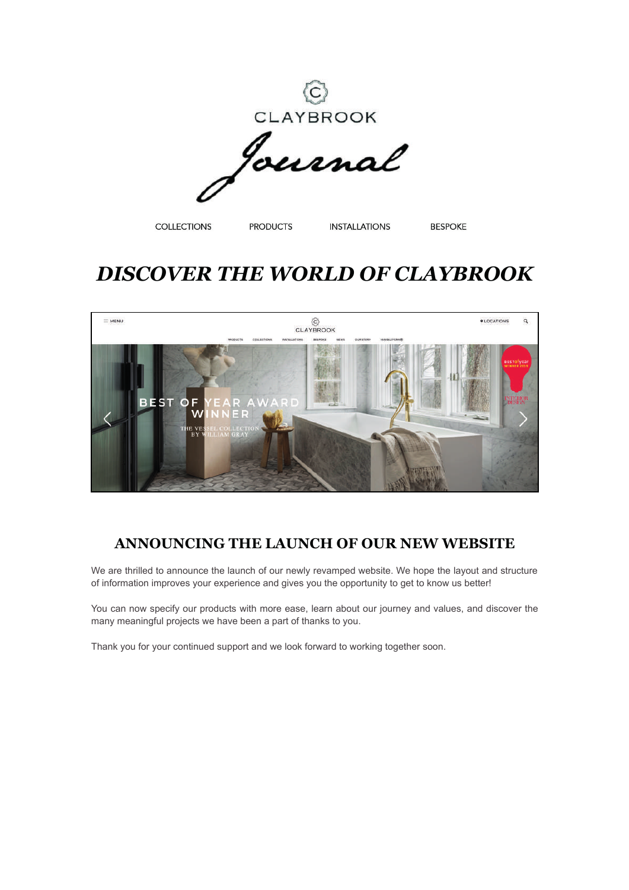CLAYBROOK

Journal

COLLECTIONS PRODUCTS INSTALLATIONS BESPOKE

# *DISCOVER THE WORLD OF CLAYBROOK*

## ANNOUNCING THE LAUNCH OF OUR NEW WEBSITE

We are thrilled to announce the launch of our newly revamped website. We hope the layout and structure of information improves your experience and gives you the opportunity to get to know us better!

You can now specify our products with more ease, learn about our journey and values, and discover the many meaningful projects we have been a part of thanks to you.

Thank you for your continued support and we look forward to working together soon.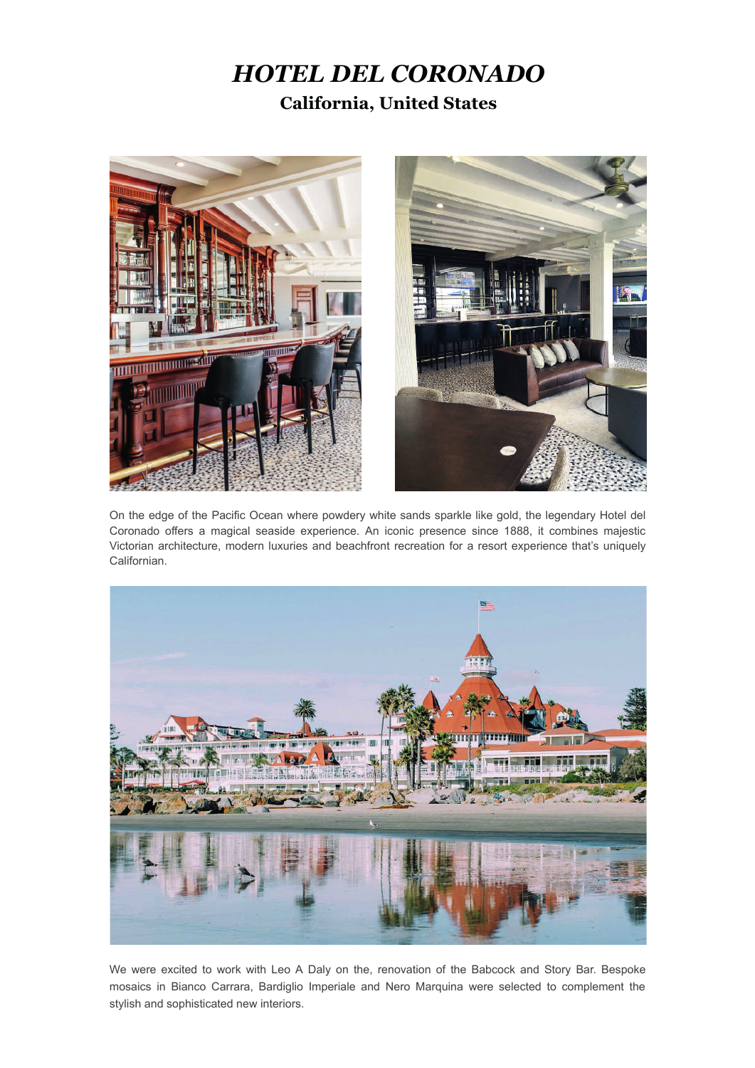# *HOTEL DEL CORONADO*

## California, United States

On the edge of the Pacific Ocean where powdery white sands sparkle like gold, the legendary Hotel del Coronado offers a magical seaside experience. An iconic presence since 1888, it combines majestic Victorian architecture, modern luxuries and beachfront recreation for a resort experience that's uniquely Californian.

We were excited to work with Leo A Daly on the, renovation of the Babcock and Story Bar. Bespoke mosaics in Bianco Carrara, Bardiglio Imperiale and Nero Marquina were selected to complement the stylish and sophisticated new interiors.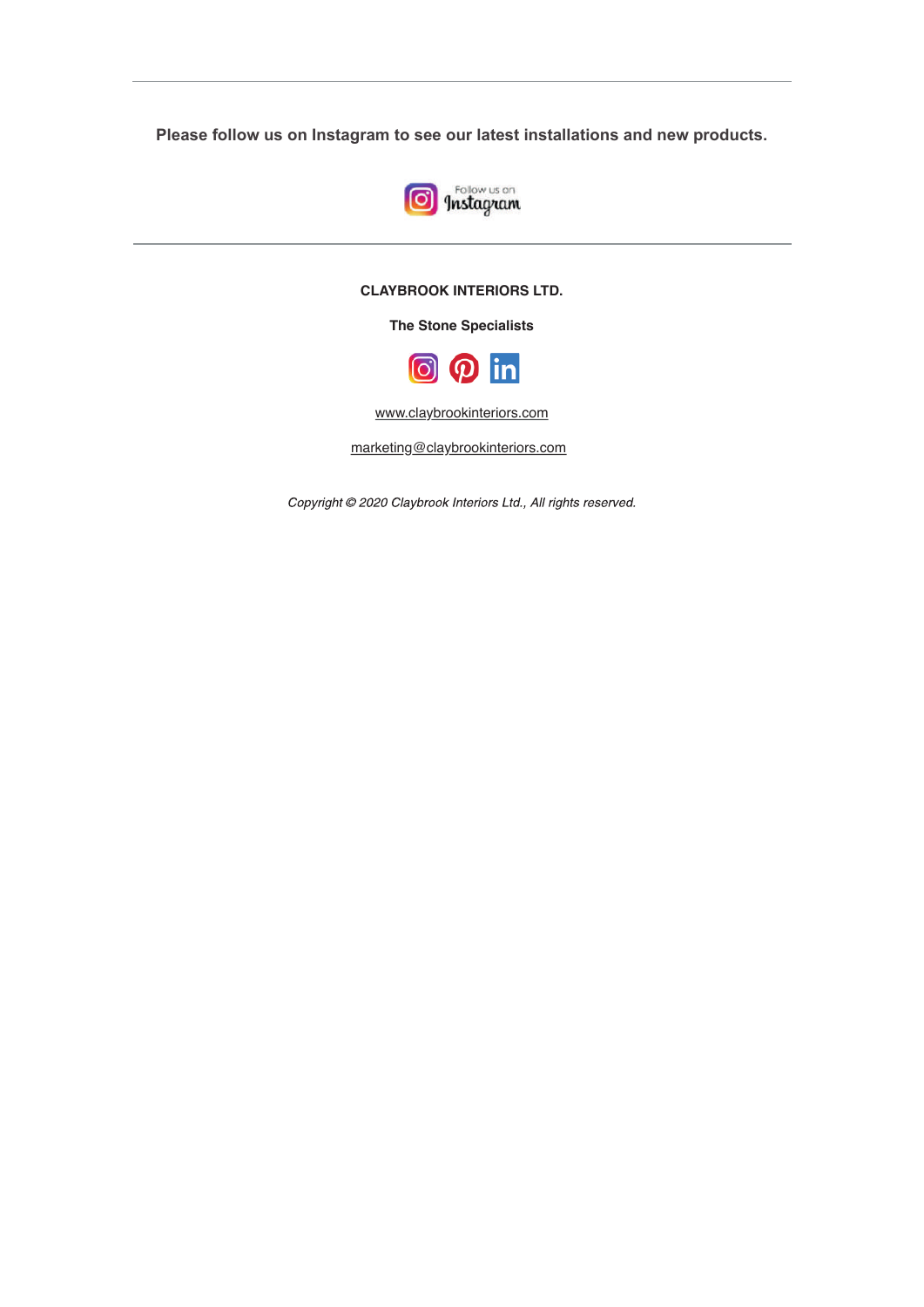---

**Please follow us on Instagram to see our latest installations and new products.**

---

**CLAYBROOK INTERIORS LTD.**

**The Stone Specialists**

www.claybrookinteriors.com

marketing@claybrookinteriors.com

*Copyright © 2020 Claybrook Interiors Ltd., All rights reserved.*